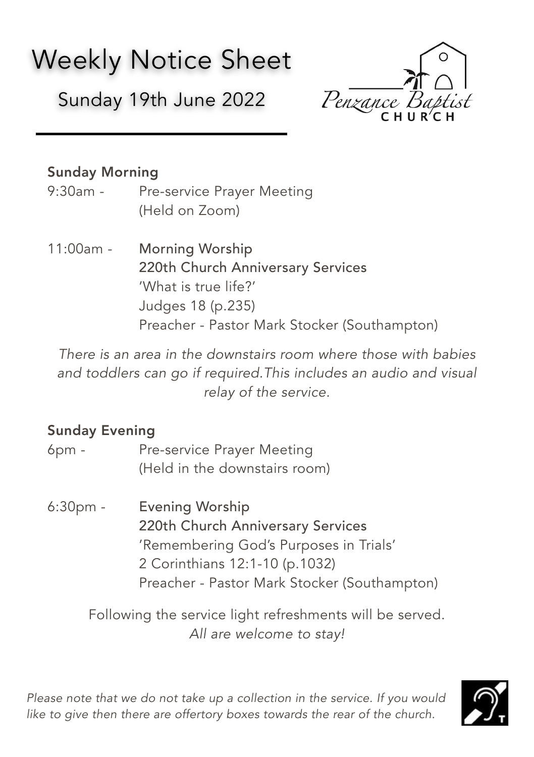# Weekly Notice Sheet

## Sunday 19th June 2022

Penzance Baptist CHURCH

### Sunday Morning

9:30am - Pre-service Prayer Meeting
(Held on Zoom)

11:00am - **Morning Worship**
**220th Church Anniversary Services**
'What is true life?'
Judges 18 (p.235)
Preacher - Pastor Mark Stocker (Southampton)

*There is an area in the downstairs room where those with babies and toddlers can go if required.This includes an audio and visual relay of the service.*

### Sunday Evening

6pm - Pre-service Prayer Meeting
(Held in the downstairs room)

6:30pm - **Evening Worship**
**220th Church Anniversary Services**
'Remembering God's Purposes in Trials'
2 Corinthians 12:1-10 (p.1032)
Preacher - Pastor Mark Stocker (Southampton)

Following the service light refreshments will be served.
*All are welcome to stay!*

*Please note that we do not take up a collection in the service. If you would like to give then there are offertory boxes towards the rear of the church.*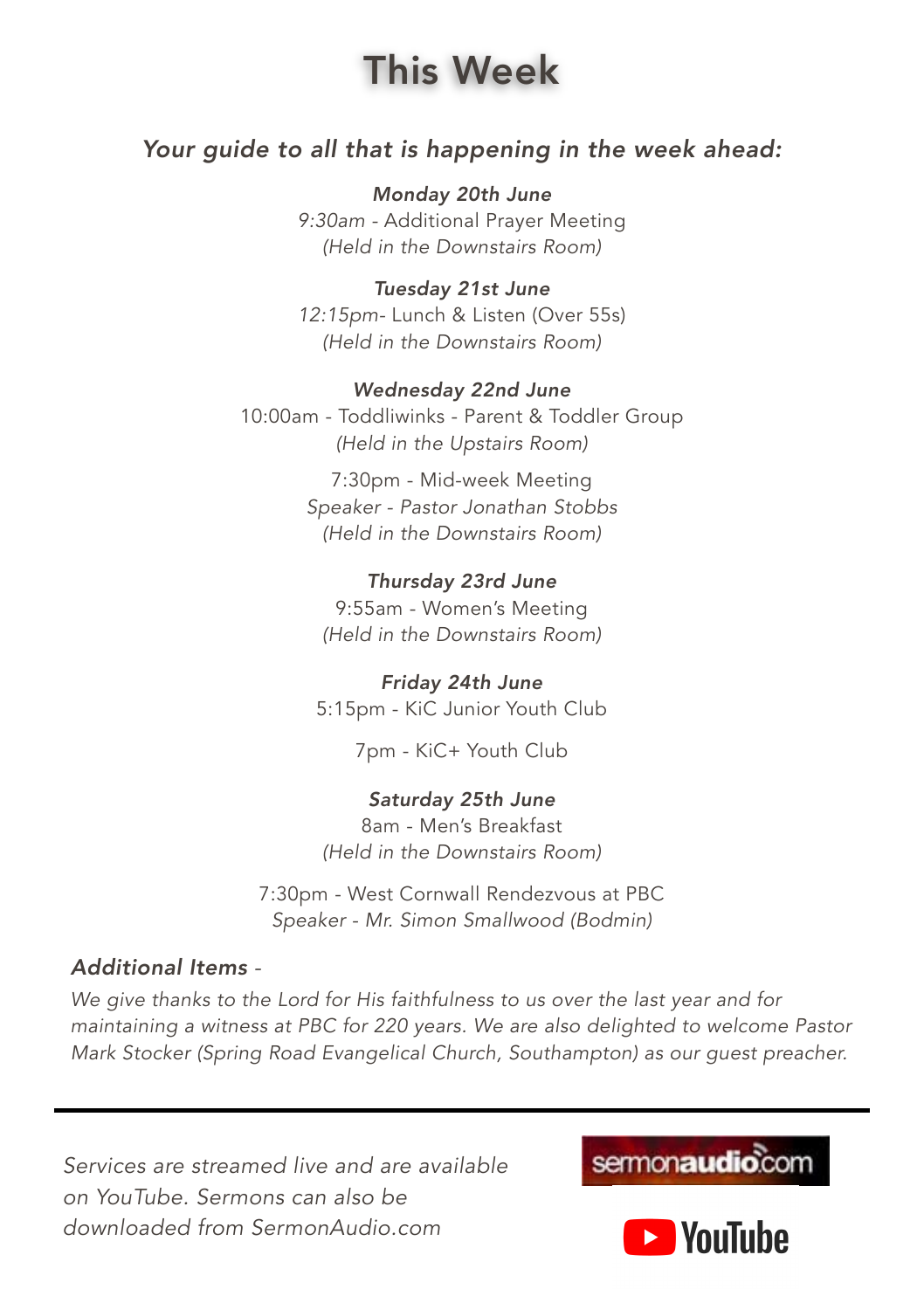# This Week

## *Your guide to all that is happening in the week ahead:*

***Monday 20th June***
*9:30am* - Additional Prayer Meeting
*(Held in the Downstairs Room)*

***Tuesday 21st June***
*12:15pm*- Lunch & Listen (Over 55s)
*(Held in the Downstairs Room)*

***Wednesday 22nd June***
10:00am - Toddliwinks - Parent & Toddler Group
*(Held in the Upstairs Room)*

7:30pm - Mid-week Meeting
*Speaker - Pastor Jonathan Stobbs*
*(Held in the Downstairs Room)*

***Thursday 23rd June***
9:55am - Women's Meeting
*(Held in the Downstairs Room)*

***Friday 24th June***
5:15pm - KiC Junior Youth Club

7pm - KiC+ Youth Club

***Saturday 25th June***
8am - Men's Breakfast
*(Held in the Downstairs Room)*

7:30pm - West Cornwall Rendezvous at PBC
*Speaker - Mr. Simon Smallwood (Bodmin)*

***Additional Items*** -
*We give thanks to the Lord for His faithfulness to us over the last year and for maintaining a witness at PBC for 220 years. We are also delighted to welcome Pastor Mark Stocker (Spring Road Evangelical Church, Southampton) as our guest preacher.*

---

*Services are streamed live and are available on YouTube. Sermons can also be downloaded from SermonAudio.com*

sermonaudio.com

YouTube